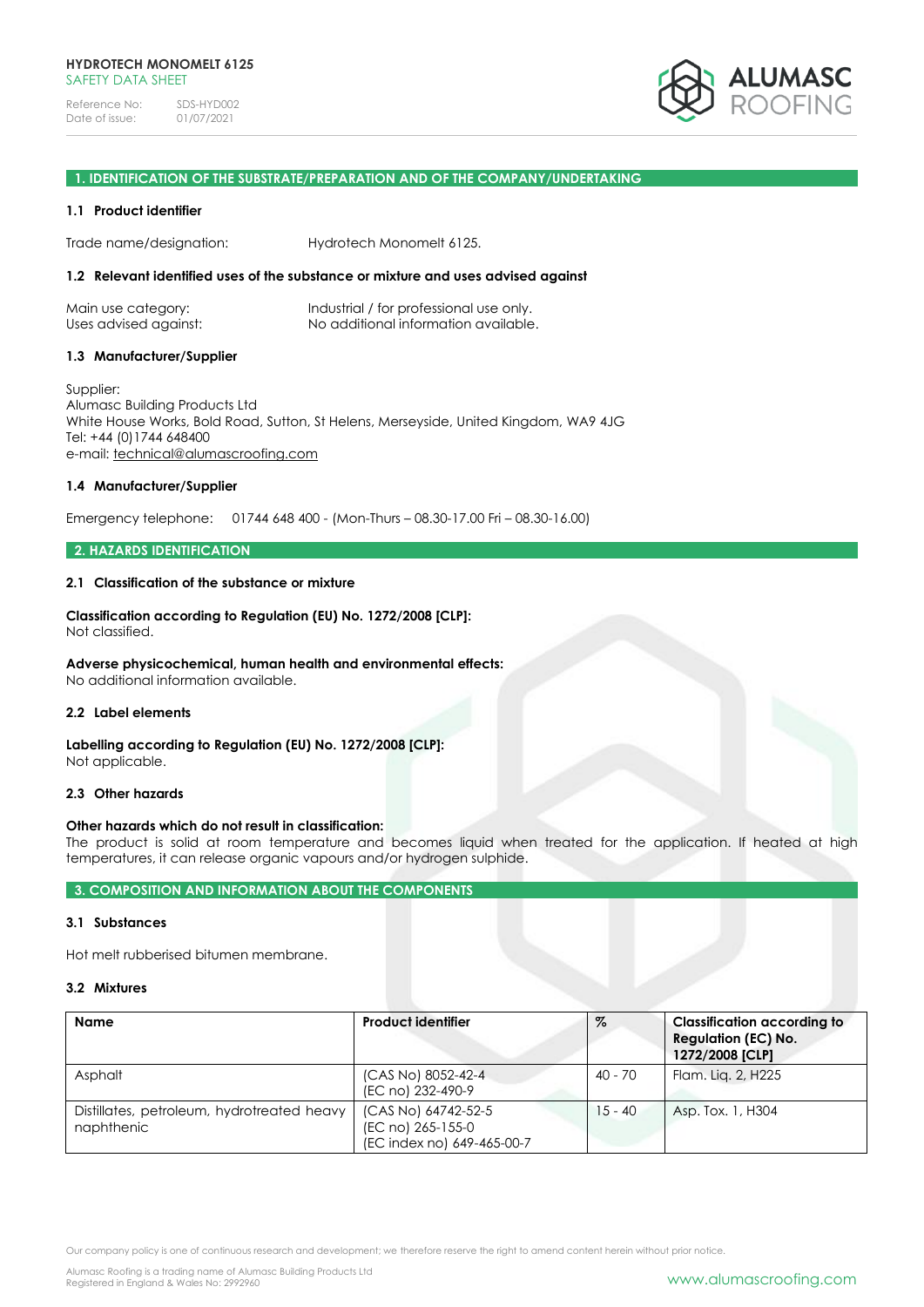**HYDROTECH MONOMELT 6125**
SAFETY DATA SHEET

Reference No: SDS-HYD002
Date of issue: 01/07/2021

## 1. IDENTIFICATION OF THE SUBSTRATE/PREPARATION AND OF THE COMPANY/UNDERTAKING

### 1.1 Product identifier

Trade name/designation: Hydrotech Monomelt 6125.

### 1.2 Relevant identified uses of the substance or mixture and uses advised against

Main use category: Industrial / for professional use only.
Uses advised against: No additional information available.

### 1.3 Manufacturer/Supplier

Supplier:
Alumasc Building Products Ltd
White House Works, Bold Road, Sutton, St Helens, Merseyside, United Kingdom, WA9 4JG
Tel: +44 (0)1744 648400
e-mail: technical@alumascroofing.com

### 1.4 Manufacturer/Supplier

Emergency telephone: 01744 648 400 - (Mon-Thurs – 08.30-17.00 Fri – 08.30-16.00)

## 2. HAZARDS IDENTIFICATION

### 2.1 Classification of the substance or mixture

**Classification according to Regulation (EU) No. 1272/2008 [CLP]:**
Not classified.

**Adverse physicochemical, human health and environmental effects:**
No additional information available.

### 2.2 Label elements

**Labelling according to Regulation (EU) No. 1272/2008 [CLP]:**
Not applicable.

### 2.3 Other hazards

**Other hazards which do not result in classification:**
The product is solid at room temperature and becomes liquid when treated for the application. If heated at high temperatures, it can release organic vapours and/or hydrogen sulphide.

## 3. COMPOSITION AND INFORMATION ABOUT THE COMPONENTS

### 3.1 Substances

Hot melt rubberised bitumen membrane.

### 3.2 Mixtures

| Name | Product identifier | % | Classification according to Regulation (EC) No. 1272/2008 [CLP] |
|---|---|---|---|
| Asphalt | (CAS No) 8052-42-4<br>(EC no) 232-490-9 | 40 - 70 | Flam. Liq. 2, H225 |
| Distillates, petroleum, hydrotreated heavy naphthenic | (CAS No) 64742-52-5<br>(EC no) 265-155-0<br>(EC index no) 649-465-00-7 | 15 - 40 | Asp. Tox. 1, H304 |

Our company policy is one of continuous research and development; we therefore reserve the right to amend content herein without prior notice.

Alumasc Roofing is a trading name of Alumasc Building Products Ltd
Registered in England & Wales No: 2992960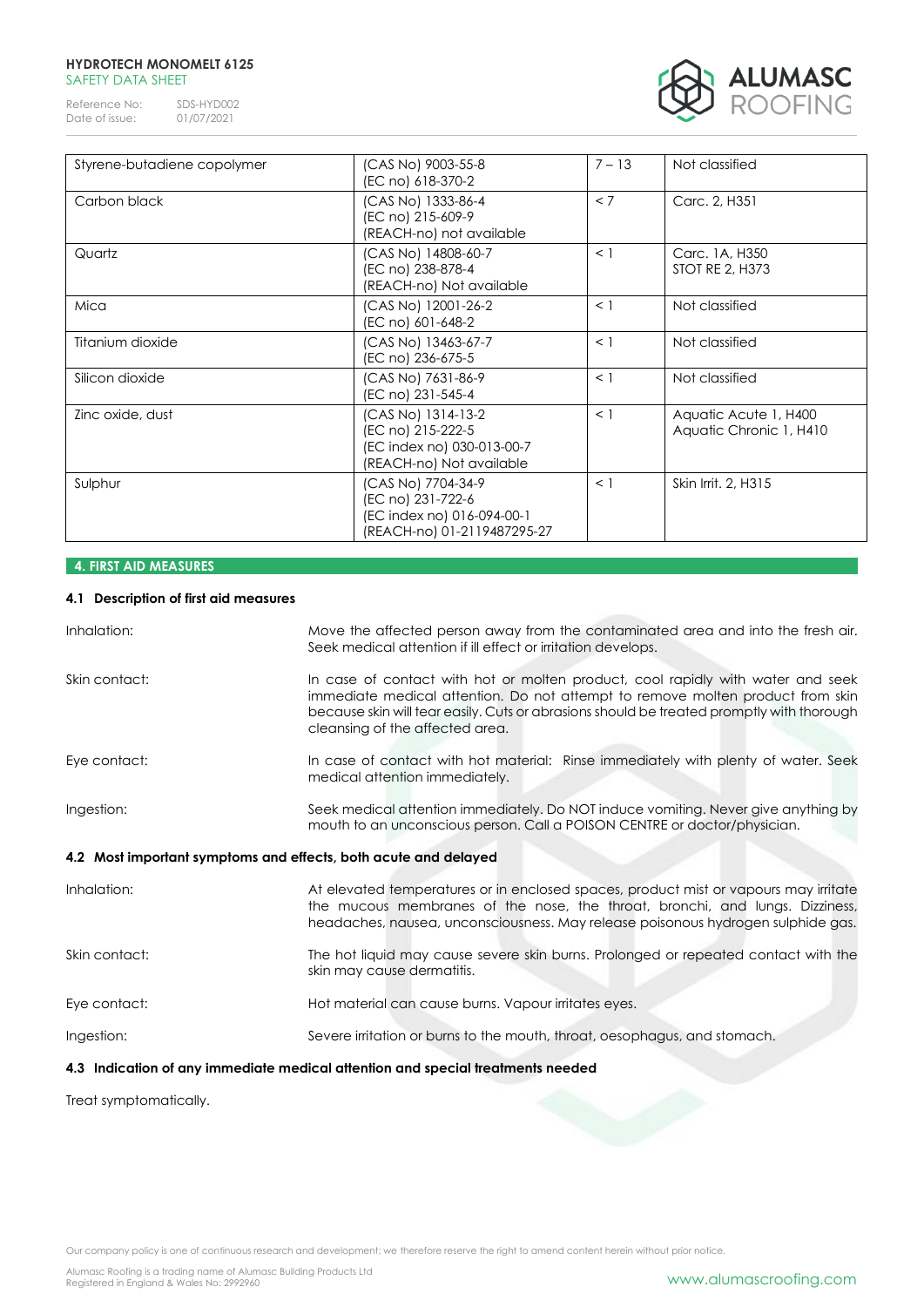| Styrene-butadiene copolymer | (CAS No) 9003-55-8<br>(EC no) 618-370-2 | 7 – 13 | Not classified |
|---|---|---|---|
| Carbon black | (CAS No) 1333-86-4<br>(EC no) 215-609-9<br>(REACH-no) not available | < 7 | Carc. 2, H351 |
| Quartz | (CAS No) 14808-60-7<br>(EC no) 238-878-4<br>(REACH-no) Not available | < 1 | Carc. 1A, H350<br>STOT RE 2, H373 |
| Mica | (CAS No) 12001-26-2<br>(EC no) 601-648-2 | < 1 | Not classified |
| Titanium dioxide | (CAS No) 13463-67-7<br>(EC no) 236-675-5 | < 1 | Not classified |
| Silicon dioxide | (CAS No) 7631-86-9<br>(EC no) 231-545-4 | < 1 | Not classified |
| Zinc oxide, dust | (CAS No) 1314-13-2<br>(EC no) 215-222-5<br>(EC index no) 030-013-00-7<br>(REACH-no) Not available | < 1 | Aquatic Acute 1, H400<br>Aquatic Chronic 1, H410 |
| Sulphur | (CAS No) 7704-34-9<br>(EC no) 231-722-6<br>(EC index no) 016-094-00-1<br>(REACH-no) 01-2119487295-27 | < 1 | Skin Irrit. 2, H315 |

## 4. FIRST AID MEASURES

### 4.1 Description of first aid measures

**Inhalation:** Move the affected person away from the contaminated area and into the fresh air. Seek medical attention if ill effect or irritation develops.

**Skin contact:** In case of contact with hot or molten product, cool rapidly with water and seek immediate medical attention. Do not attempt to remove molten product from skin because skin will tear easily. Cuts or abrasions should be treated promptly with thorough cleansing of the affected area.

**Eye contact:** In case of contact with hot material: Rinse immediately with plenty of water. Seek medical attention immediately.

**Ingestion:** Seek medical attention immediately. Do NOT induce vomiting. Never give anything by mouth to an unconscious person. Call a POISON CENTRE or doctor/physician.

### 4.2 Most important symptoms and effects, both acute and delayed

**Inhalation:** At elevated temperatures or in enclosed spaces, product mist or vapours may irritate the mucous membranes of the nose, the throat, bronchi, and lungs. Dizziness, headaches, nausea, unconsciousness. May release poisonous hydrogen sulphide gas.

**Skin contact:** The hot liquid may cause severe skin burns. Prolonged or repeated contact with the skin may cause dermatitis.

**Eye contact:** Hot material can cause burns. Vapour irritates eyes.

**Ingestion:** Severe irritation or burns to the mouth, throat, oesophagus, and stomach.

### 4.3 Indication of any immediate medical attention and special treatments needed

Treat symptomatically.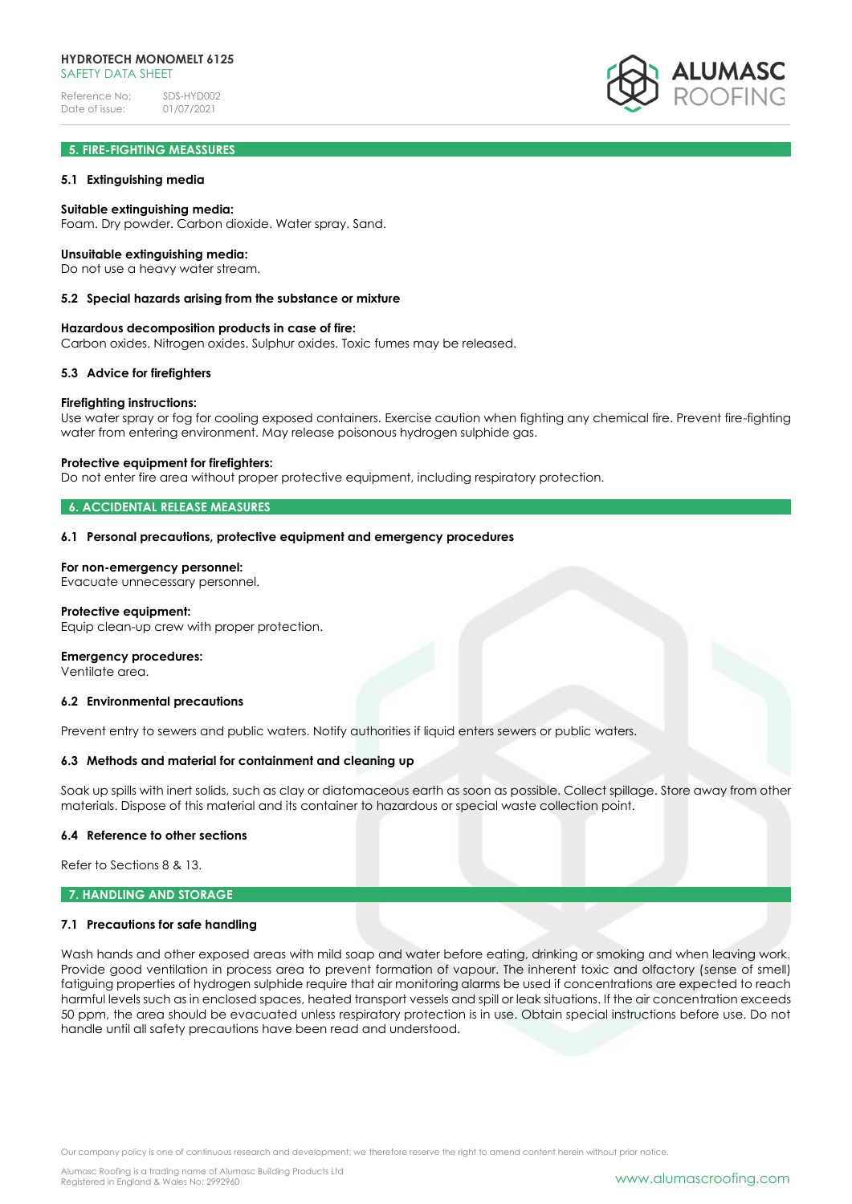## 5. FIRE-FIGHTING MEASSURES

### 5.1 Extinguishing media

**Suitable extinguishing media:**
Foam. Dry powder. Carbon dioxide. Water spray. Sand.

**Unsuitable extinguishing media:**
Do not use a heavy water stream.

### 5.2 Special hazards arising from the substance or mixture

**Hazardous decomposition products in case of fire:**
Carbon oxides. Nitrogen oxides. Sulphur oxides. Toxic fumes may be released.

### 5.3 Advice for firefighters

**Firefighting instructions:**
Use water spray or fog for cooling exposed containers. Exercise caution when fighting any chemical fire. Prevent fire-fighting water from entering environment. May release poisonous hydrogen sulphide gas.

**Protective equipment for firefighters:**
Do not enter fire area without proper protective equipment, including respiratory protection.

## 6. ACCIDENTAL RELEASE MEASURES

### 6.1 Personal precautions, protective equipment and emergency procedures

**For non-emergency personnel:**
Evacuate unnecessary personnel.

**Protective equipment:**
Equip clean-up crew with proper protection.

**Emergency procedures:**
Ventilate area.

### 6.2 Environmental precautions

Prevent entry to sewers and public waters. Notify authorities if liquid enters sewers or public waters.

### 6.3 Methods and material for containment and cleaning up

Soak up spills with inert solids, such as clay or diatomaceous earth as soon as possible. Collect spillage. Store away from other materials. Dispose of this material and its container to hazardous or special waste collection point.

### 6.4 Reference to other sections

Refer to Sections 8 & 13.

## 7. HANDLING AND STORAGE

### 7.1 Precautions for safe handling

Wash hands and other exposed areas with mild soap and water before eating, drinking or smoking and when leaving work. Provide good ventilation in process area to prevent formation of vapour. The inherent toxic and olfactory (sense of smell) fatiguing properties of hydrogen sulphide require that air monitoring alarms be used if concentrations are expected to reach harmful levels such as in enclosed spaces, heated transport vessels and spill or leak situations. If the air concentration exceeds 50 ppm, the area should be evacuated unless respiratory protection is in use. Obtain special instructions before use. Do not handle until all safety precautions have been read and understood.

Our company policy is one of continuous research and development; we therefore reserve the right to amend content herein without prior notice.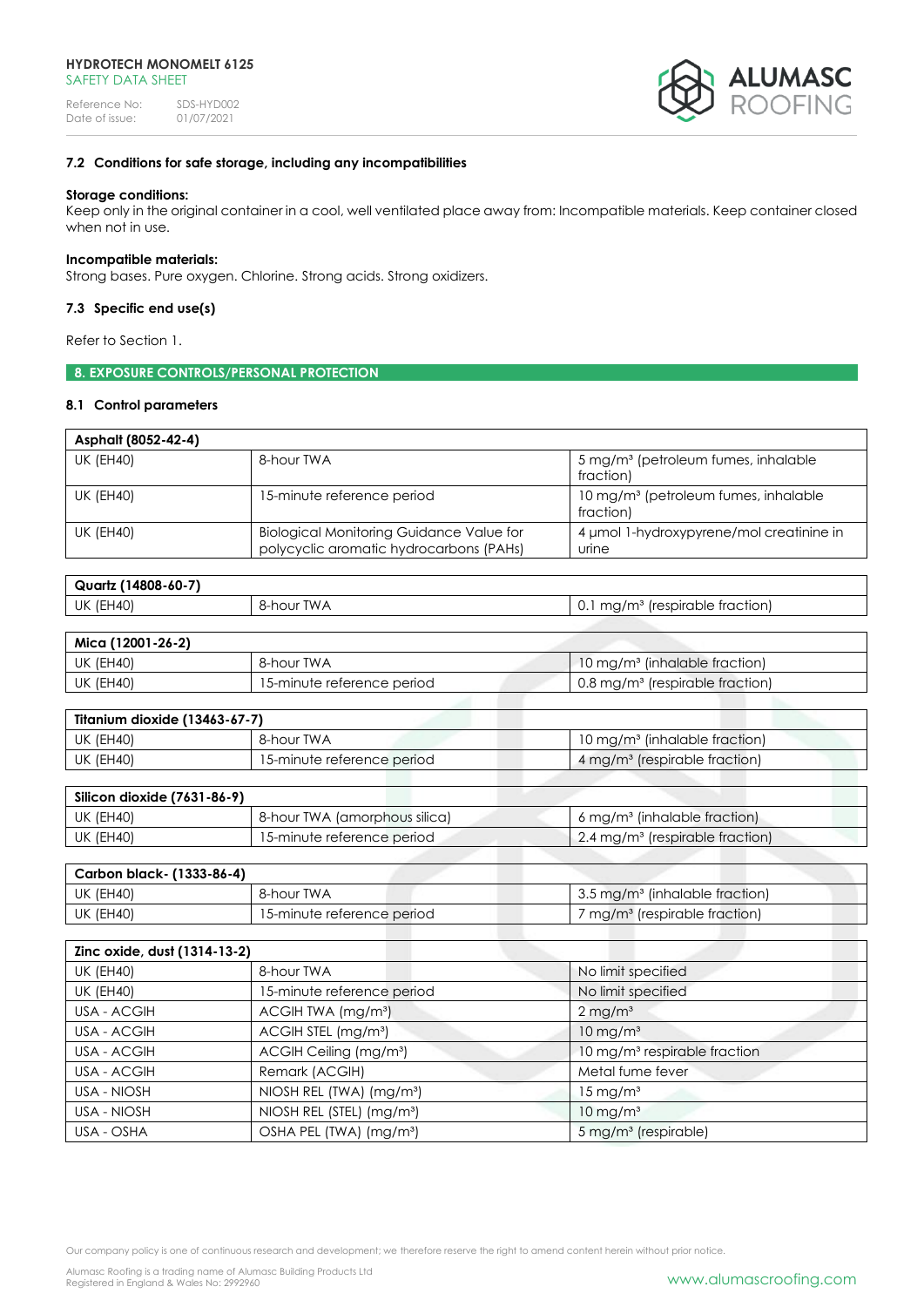### 7.2 Conditions for safe storage, including any incompatibilities

**Storage conditions:**
Keep only in the original container in a cool, well ventilated place away from: Incompatible materials. Keep container closed when not in use.

**Incompatible materials:**
Strong bases. Pure oxygen. Chlorine. Strong acids. Strong oxidizers.

### 7.3 Specific end use(s)

Refer to Section 1.

## 8. EXPOSURE CONTROLS/PERSONAL PROTECTION

### 8.1 Control parameters

| Asphalt (8052-42-4) | | |
|---|---|---|
| UK (EH40) | 8-hour TWA | 5 mg/m³ (petroleum fumes, inhalable fraction) |
| UK (EH40) | 15-minute reference period | 10 mg/m³ (petroleum fumes, inhalable fraction) |
| UK (EH40) | Biological Monitoring Guidance Value for polycyclic aromatic hydrocarbons (PAHs) | 4 µmol 1-hydroxypyrene/mol creatinine in urine |

| Quartz (14808-60-7) | | |
|---|---|---|
| UK (EH40) | 8-hour TWA | 0.1 mg/m³ (respirable fraction) |

| Mica (12001-26-2) | | |
|---|---|---|
| UK (EH40) | 8-hour TWA | 10 mg/m³ (inhalable fraction) |
| UK (EH40) | 15-minute reference period | 0.8 mg/m³ (respirable fraction) |

| Titanium dioxide (13463-67-7) | | |
|---|---|---|
| UK (EH40) | 8-hour TWA | 10 mg/m³ (inhalable fraction) |
| UK (EH40) | 15-minute reference period | 4 mg/m³ (respirable fraction) |

| Silicon dioxide (7631-86-9) | | |
|---|---|---|
| UK (EH40) | 8-hour TWA (amorphous silica) | 6 mg/m³ (inhalable fraction) |
| UK (EH40) | 15-minute reference period | 2.4 mg/m³ (respirable fraction) |

| Carbon black- (1333-86-4) | | |
|---|---|---|
| UK (EH40) | 8-hour TWA | 3.5 mg/m³ (inhalable fraction) |
| UK (EH40) | 15-minute reference period | 7 mg/m³ (respirable fraction) |

| Zinc oxide, dust (1314-13-2) | | |
|---|---|---|
| UK (EH40) | 8-hour TWA | No limit specified |
| UK (EH40) | 15-minute reference period | No limit specified |
| USA - ACGIH | ACGIH TWA (mg/m³) | 2 mg/m³ |
| USA - ACGIH | ACGIH STEL (mg/m³) | 10 mg/m³ |
| USA - ACGIH | ACGIH Ceiling (mg/m³) | 10 mg/m³ respirable fraction |
| USA - ACGIH | Remark (ACGIH) | Metal fume fever |
| USA - NIOSH | NIOSH REL (TWA) (mg/m³) | 15 mg/m³ |
| USA - NIOSH | NIOSH REL (STEL) (mg/m³) | 10 mg/m³ |
| USA - OSHA | OSHA PEL (TWA) (mg/m³) | 5 mg/m³ (respirable) |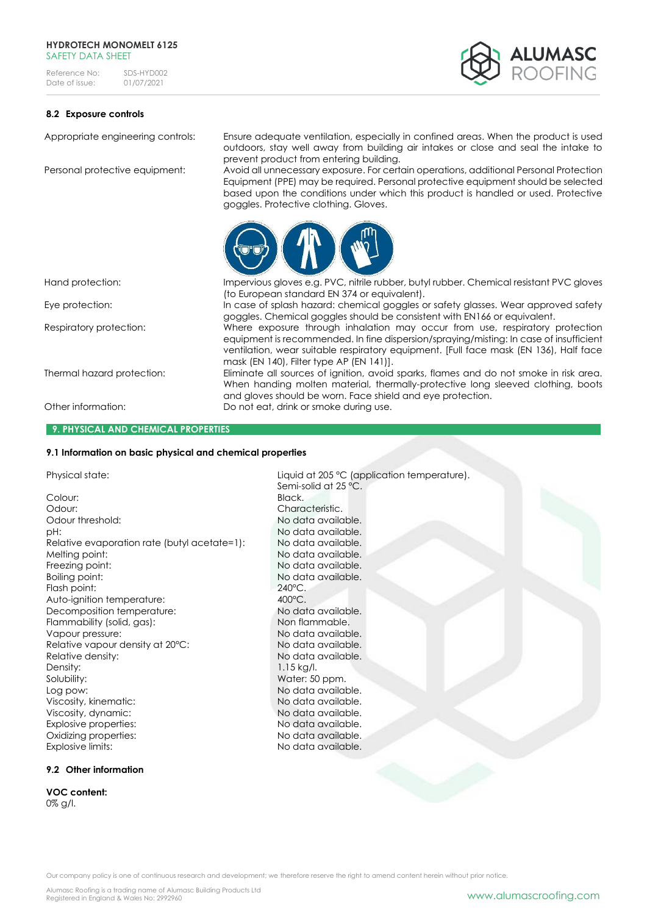### 8.2 Exposure controls

| | |
|---|---|
| Appropriate engineering controls: | Ensure adequate ventilation, especially in confined areas. When the product is used outdoors, stay well away from building air intakes or close and seal the intake to prevent product from entering building. |
| Personal protective equipment: | Avoid all unnecessary exposure. For certain operations, additional Personal Protection Equipment (PPE) may be required. Personal protective equipment should be selected based upon the conditions under which this product is handled or used. Protective goggles. Protective clothing. Gloves. |
| Hand protection: | Impervious gloves e.g. PVC, nitrile rubber, butyl rubber. Chemical resistant PVC gloves (to European standard EN 374 or equivalent). |
| Eye protection: | In case of splash hazard: chemical goggles or safety glasses. Wear approved safety goggles. Chemical goggles should be consistent with EN166 or equivalent. |
| Respiratory protection: | Where exposure through inhalation may occur from use, respiratory protection equipment is recommended. In fine dispersion/spraying/misting: In case of insufficient ventilation, wear suitable respiratory equipment. [Full face mask (EN 136), Half face mask (EN 140), Filter type AP (EN 141)]. |
| Thermal hazard protection: | Eliminate all sources of ignition, avoid sparks, flames and do not smoke in risk area. When handing molten material, thermally-protective long sleeved clothing, boots and gloves should be worn. Face shield and eye protection. |
| Other information: | Do not eat, drink or smoke during use. |

## 9. PHYSICAL AND CHEMICAL PROPERTIES

### 9.1 Information on basic physical and chemical properties

| | |
|---|---|
| Physical state: | Liquid at 205 °C (application temperature). Semi-solid at 25 °C. |
| Colour: | Black. |
| Odour: | Characteristic. |
| Odour threshold: | No data available. |
| pH: | No data available. |
| Relative evaporation rate (butyl acetate=1): | No data available. |
| Melting point: | No data available. |
| Freezing point: | No data available. |
| Boiling point: | No data available. |
| Flash point: | 240°C. |
| Auto-ignition temperature: | 400°C. |
| Decomposition temperature: | No data available. |
| Flammability (solid, gas): | Non flammable. |
| Vapour pressure: | No data available. |
| Relative vapour density at 20°C: | No data available. |
| Relative density: | No data available. |
| Density: | 1.15 kg/l. |
| Solubility: | Water: 50 ppm. |
| Log pow: | No data available. |
| Viscosity, kinematic: | No data available. |
| Viscosity, dynamic: | No data available. |
| Explosive properties: | No data available. |
| Oxidizing properties: | No data available. |
| Explosive limits: | No data available. |

### 9.2 Other information

**VOC content:**
0% g/l.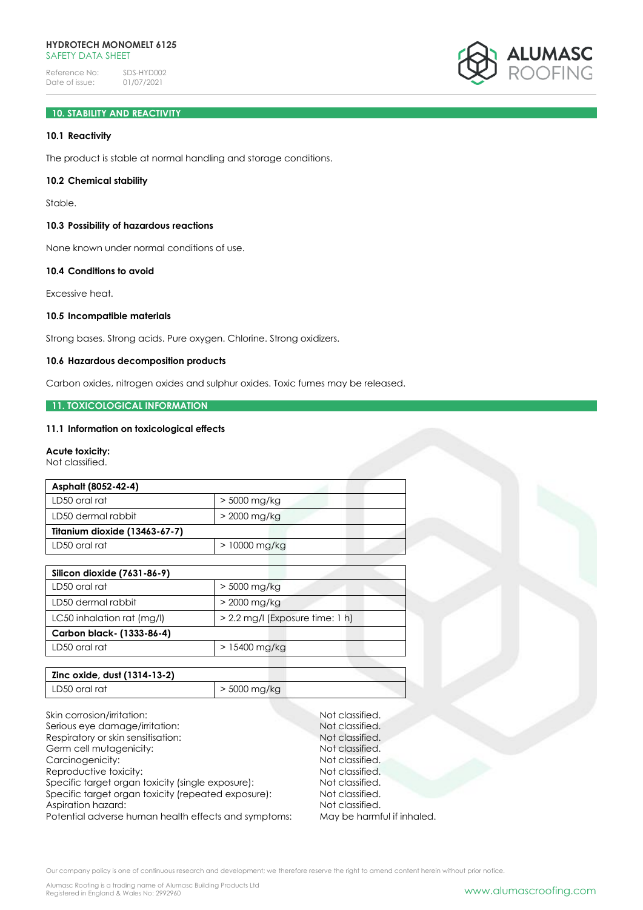## 10. STABILITY AND REACTIVITY

### 10.1 Reactivity

The product is stable at normal handling and storage conditions.

### 10.2 Chemical stability

Stable.

### 10.3 Possibility of hazardous reactions

None known under normal conditions of use.

### 10.4 Conditions to avoid

Excessive heat.

### 10.5 Incompatible materials

Strong bases. Strong acids. Pure oxygen. Chlorine. Strong oxidizers.

### 10.6 Hazardous decomposition products

Carbon oxides, nitrogen oxides and sulphur oxides. Toxic fumes may be released.

## 11. TOXICOLOGICAL INFORMATION

### 11.1 Information on toxicological effects

**Acute toxicity:**
Not classified.

| **Asphalt (8052-42-4)** | |
|---|---|
| LD50 oral rat | > 5000 mg/kg |
| LD50 dermal rabbit | > 2000 mg/kg |
| **Titanium dioxide (13463-67-7)** | |
| LD50 oral rat | > 10000 mg/kg |

| **Silicon dioxide (7631-86-9)** | |
|---|---|
| LD50 oral rat | > 5000 mg/kg |
| LD50 dermal rabbit | > 2000 mg/kg |
| LC50 inhalation rat (mg/l) | > 2.2 mg/l (Exposure time: 1 h) |
| **Carbon black- (1333-86-4)** | |
| LD50 oral rat | > 15400 mg/kg |

| **Zinc oxide, dust (1314-13-2)** | |
|---|---|
| LD50 oral rat | > 5000 mg/kg |

| | |
|---|---|
| Skin corrosion/irritation: | Not classified. |
| Serious eye damage/irritation: | Not classified. |
| Respiratory or skin sensitisation: | Not classified. |
| Germ cell mutagenicity: | Not classified. |
| Carcinogenicity: | Not classified. |
| Reproductive toxicity: | Not classified. |
| Specific target organ toxicity (single exposure): | Not classified. |
| Specific target organ toxicity (repeated exposure): | Not classified. |
| Aspiration hazard: | Not classified. |
| Potential adverse human health effects and symptoms: | May be harmful if inhaled. |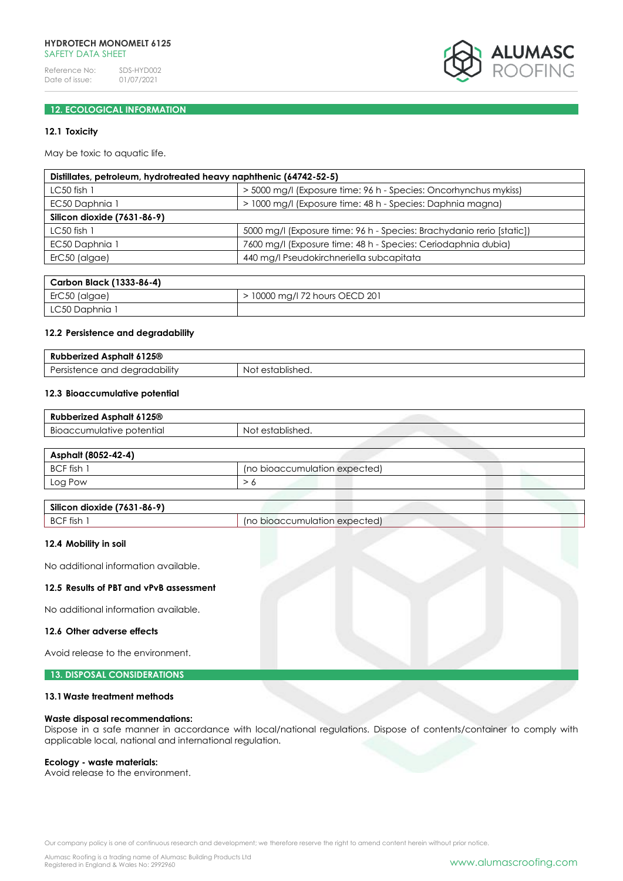## 12. ECOLOGICAL INFORMATION

### 12.1 Toxicity

May be toxic to aquatic life.

| Distillates, petroleum, hydrotreated heavy naphthenic (64742-52-5) | |
|---|---|
| LC50 fish 1 | > 5000 mg/l (Exposure time: 96 h - Species: Oncorhynchus mykiss) |
| EC50 Daphnia 1 | > 1000 mg/l (Exposure time: 48 h - Species: Daphnia magna) |
| **Silicon dioxide (7631-86-9)** | |
| LC50 fish 1 | 5000 mg/l (Exposure time: 96 h - Species: Brachydanio rerio [static]) |
| EC50 Daphnia 1 | 7600 mg/l (Exposure time: 48 h - Species: Ceriodaphnia dubia) |
| ErC50 (algae) | 440 mg/l Pseudokirchneriella subcapitata |

| Carbon Black (1333-86-4) | |
|---|---|
| ErC50 (algae) | > 10000 mg/l 72 hours OECD 201 |
| LC50 Daphnia 1 | |

### 12.2 Persistence and degradability

| Rubberized Asphalt 6125® | |
|---|---|
| Persistence and degradability | Not established. |

### 12.3 Bioaccumulative potential

| Rubberized Asphalt 6125® | |
|---|---|
| Bioaccumulative potential | Not established. |

| Asphalt (8052-42-4) | |
|---|---|
| BCF fish 1 | (no bioaccumulation expected) |
| Log Pow | > 6 |

| Silicon dioxide (7631-86-9) | |
|---|---|
| BCF fish 1 | (no bioaccumulation expected) |

### 12.4 Mobility in soil

No additional information available.

### 12.5 Results of PBT and vPvB assessment

No additional information available.

### 12.6 Other adverse effects

Avoid release to the environment.

## 13. DISPOSAL CONSIDERATIONS

### 13.1 Waste treatment methods

**Waste disposal recommendations:**
Dispose in a safe manner in accordance with local/national regulations. Dispose of contents/container to comply with applicable local, national and international regulation.

**Ecology - waste materials:**
Avoid release to the environment.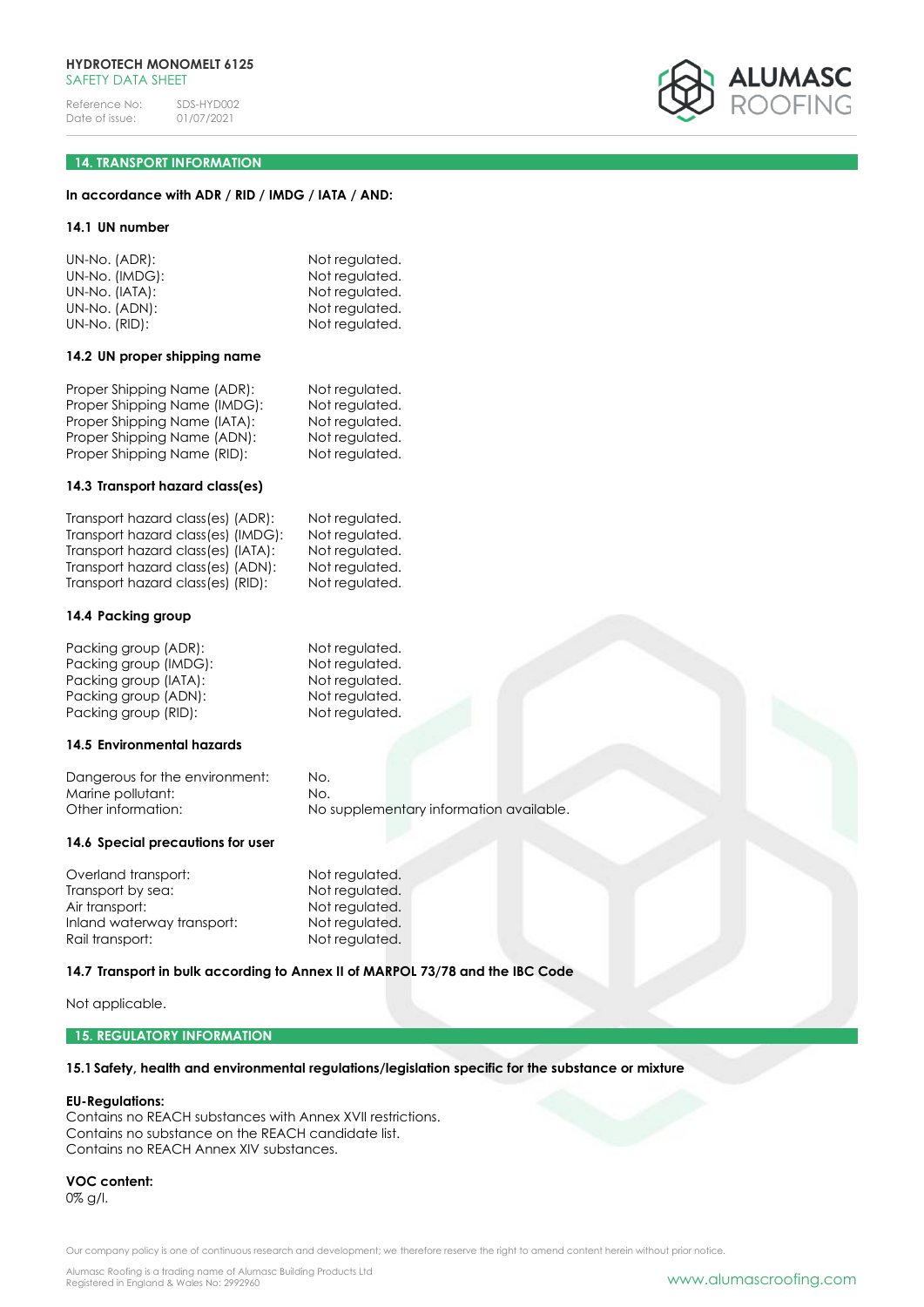## 14. TRANSPORT INFORMATION

**In accordance with ADR / RID / IMDG / IATA / AND:**

### 14.1 UN number

| | |
|---|---|
| UN-No. (ADR): | Not regulated. |
| UN-No. (IMDG): | Not regulated. |
| UN-No. (IATA): | Not regulated. |
| UN-No. (ADN): | Not regulated. |
| UN-No. (RID): | Not regulated. |

### 14.2 UN proper shipping name

| | |
|---|---|
| Proper Shipping Name (ADR): | Not regulated. |
| Proper Shipping Name (IMDG): | Not regulated. |
| Proper Shipping Name (IATA): | Not regulated. |
| Proper Shipping Name (ADN): | Not regulated. |
| Proper Shipping Name (RID): | Not regulated. |

### 14.3 Transport hazard class(es)

| | |
|---|---|
| Transport hazard class(es) (ADR): | Not regulated. |
| Transport hazard class(es) (IMDG): | Not regulated. |
| Transport hazard class(es) (IATA): | Not regulated. |
| Transport hazard class(es) (ADN): | Not regulated. |
| Transport hazard class(es) (RID): | Not regulated. |

### 14.4 Packing group

| | |
|---|---|
| Packing group (ADR): | Not regulated. |
| Packing group (IMDG): | Not regulated. |
| Packing group (IATA): | Not regulated. |
| Packing group (ADN): | Not regulated. |
| Packing group (RID): | Not regulated. |

### 14.5 Environmental hazards

| | |
|---|---|
| Dangerous for the environment: | No. |
| Marine pollutant: | No. |
| Other information: | No supplementary information available. |

### 14.6 Special precautions for user

| | |
|---|---|
| Overland transport: | Not regulated. |
| Transport by sea: | Not regulated. |
| Air transport: | Not regulated. |
| Inland waterway transport: | Not regulated. |
| Rail transport: | Not regulated. |

### 14.7 Transport in bulk according to Annex II of MARPOL 73/78 and the IBC Code

Not applicable.

## 15. REGULATORY INFORMATION

### 15.1 Safety, health and environmental regulations/legislation specific for the substance or mixture

**EU-Regulations:**
Contains no REACH substances with Annex XVII restrictions.
Contains no substance on the REACH candidate list.
Contains no REACH Annex XIV substances.

**VOC content:**
0% g/l.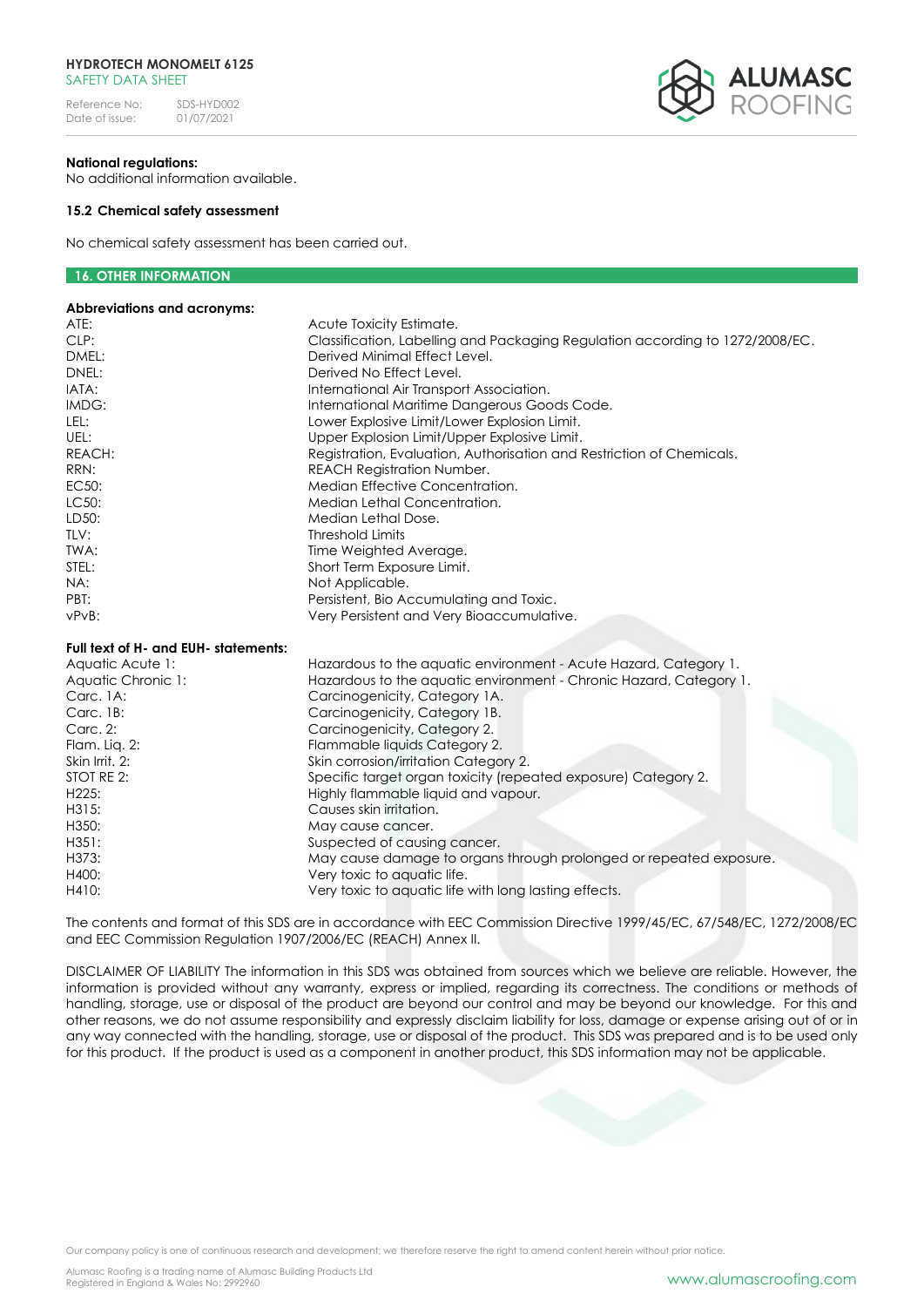**National regulations:**

No additional information available.

### 15.2 Chemical safety assessment

No chemical safety assessment has been carried out.

## 16. OTHER INFORMATION

**Abbreviations and acronyms:**

| | |
|---|---|
| ATE: | Acute Toxicity Estimate. |
| CLP: | Classification, Labelling and Packaging Regulation according to 1272/2008/EC. |
| DMEL: | Derived Minimal Effect Level. |
| DNEL: | Derived No Effect Level. |
| IATA: | International Air Transport Association. |
| IMDG: | International Maritime Dangerous Goods Code. |
| LEL: | Lower Explosive Limit/Lower Explosion Limit. |
| UEL: | Upper Explosion Limit/Upper Explosive Limit. |
| REACH: | Registration, Evaluation, Authorisation and Restriction of Chemicals. |
| RRN: | REACH Registration Number. |
| EC50: | Median Effective Concentration. |
| LC50: | Median Lethal Concentration. |
| LD50: | Median Lethal Dose. |
| TLV: | Threshold Limits |
| TWA: | Time Weighted Average. |
| STEL: | Short Term Exposure Limit. |
| NA: | Not Applicable. |
| PBT: | Persistent, Bio Accumulating and Toxic. |
| vPvB: | Very Persistent and Very Bioaccumulative. |

**Full text of H- and EUH- statements:**

| | |
|---|---|
| Aquatic Acute 1: | Hazardous to the aquatic environment - Acute Hazard, Category 1. |
| Aquatic Chronic 1: | Hazardous to the aquatic environment - Chronic Hazard, Category 1. |
| Carc. 1A: | Carcinogenicity, Category 1A. |
| Carc. 1B: | Carcinogenicity, Category 1B. |
| Carc. 2: | Carcinogenicity, Category 2. |
| Flam. Liq. 2: | Flammable liquids Category 2. |
| Skin Irrit. 2: | Skin corrosion/irritation Category 2. |
| STOT RE 2: | Specific target organ toxicity (repeated exposure) Category 2. |
| H225: | Highly flammable liquid and vapour. |
| H315: | Causes skin irritation. |
| H350: | May cause cancer. |
| H351: | Suspected of causing cancer. |
| H373: | May cause damage to organs through prolonged or repeated exposure. |
| H400: | Very toxic to aquatic life. |
| H410: | Very toxic to aquatic life with long lasting effects. |

The contents and format of this SDS are in accordance with EEC Commission Directive 1999/45/EC, 67/548/EC, 1272/2008/EC and EEC Commission Regulation 1907/2006/EC (REACH) Annex II.

DISCLAIMER OF LIABILITY The information in this SDS was obtained from sources which we believe are reliable. However, the information is provided without any warranty, express or implied, regarding its correctness. The conditions or methods of handling, storage, use or disposal of the product are beyond our control and may be beyond our knowledge. For this and other reasons, we do not assume responsibility and expressly disclaim liability for loss, damage or expense arising out of or in any way connected with the handling, storage, use or disposal of the product. This SDS was prepared and is to be used only for this product. If the product is used as a component in another product, this SDS information may not be applicable.